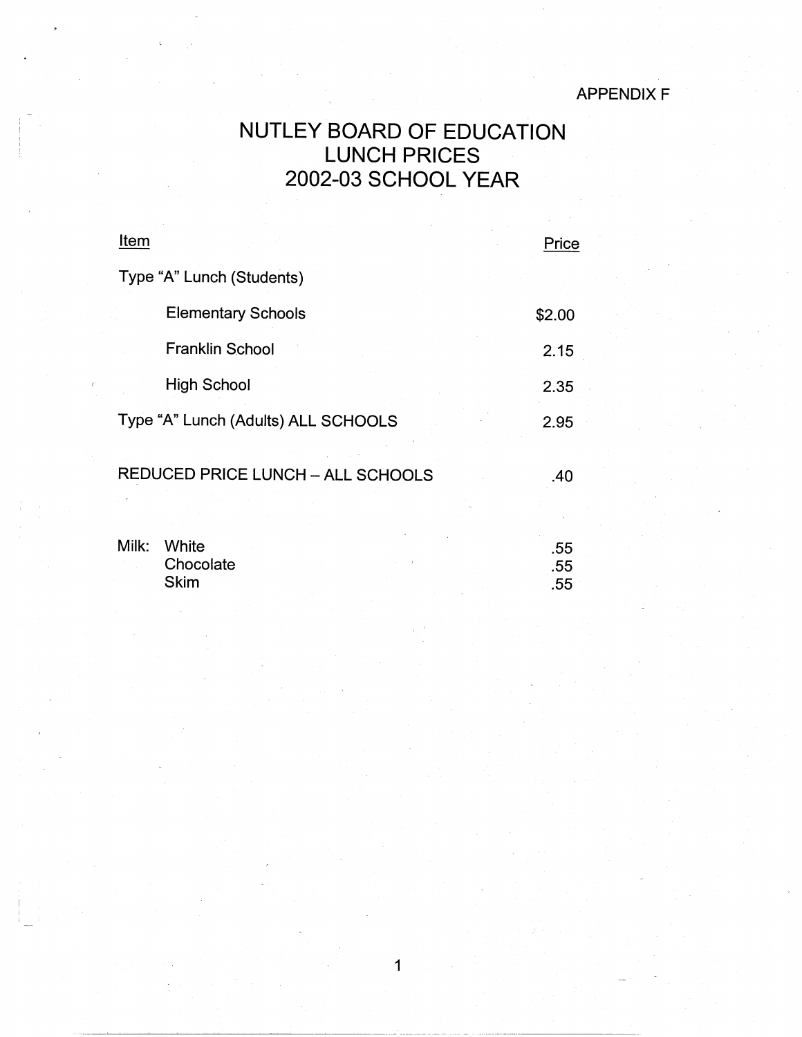APPENDIX F

# NUTLEY BOARD OF EDUCATION
# LUNCH PRICES
# 2002-03 SCHOOL YEAR

| Item | Price |
|---|---|
| Type "A" Lunch (Students) | |
| Elementary Schools | $2.00 |
| Franklin School | 2.15 |
| High School | 2.35 |
| Type "A" Lunch (Adults) ALL SCHOOLS | 2.95 |
| REDUCED PRICE LUNCH – ALL SCHOOLS | .40 |
| Milk: White | .55 |
| Chocolate | .55 |
| Skim | .55 |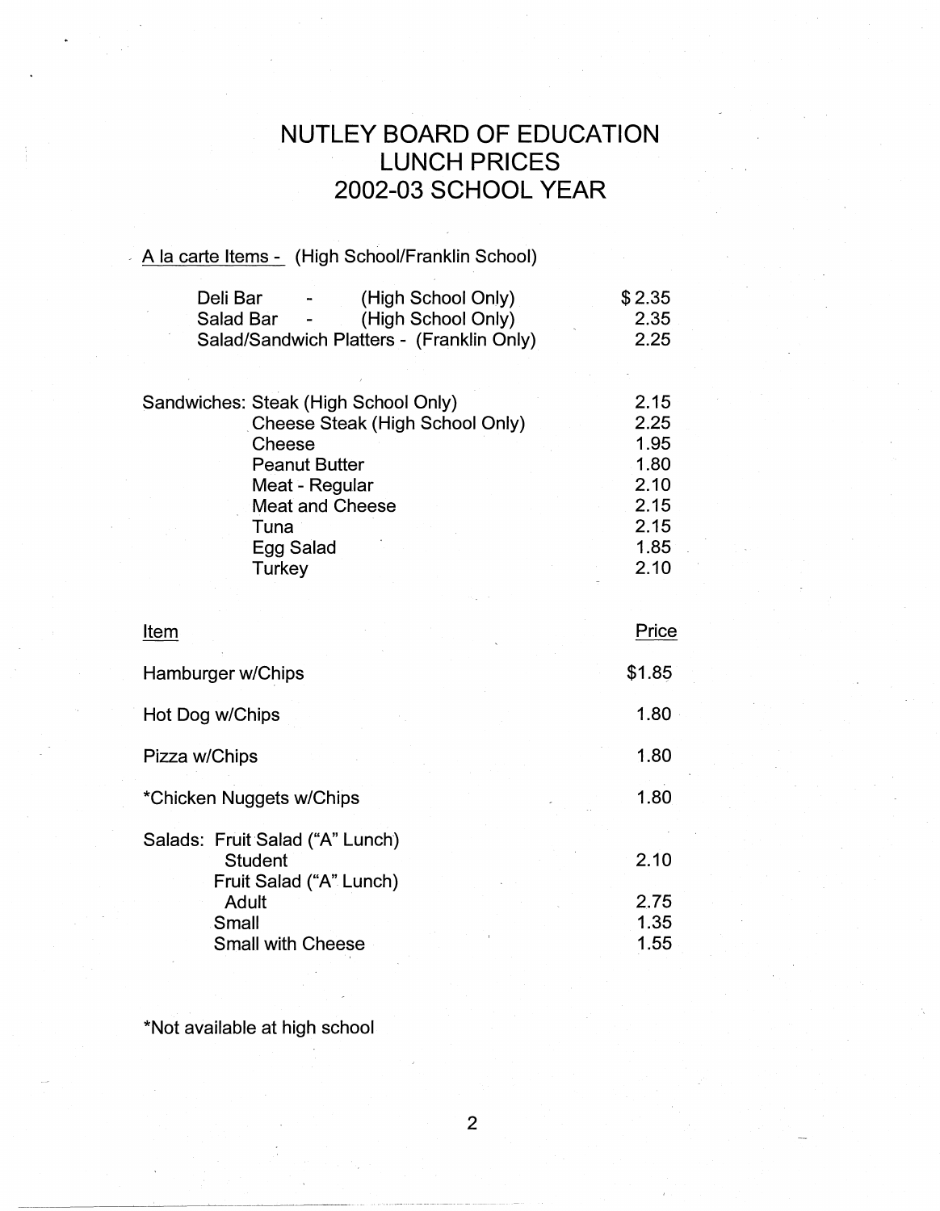# NUTLEY BOARD OF EDUCATION
# LUNCH PRICES
# 2002-03 SCHOOL YEAR

A la carte Items - (High School/Franklin School)

| Item | Price |
|---|---|
| Deli Bar - (High School Only) | $ 2.35 |
| Salad Bar - (High School Only) | 2.35 |
| Salad/Sandwich Platters - (Franklin Only) | 2.25 |

| Sandwiches | Price |
|---|---|
| Steak (High School Only) | 2.15 |
| Cheese Steak (High School Only) | 2.25 |
| Cheese | 1.95 |
| Peanut Butter | 1.80 |
| Meat - Regular | 2.10 |
| Meat and Cheese | 2.15 |
| Tuna | 2.15 |
| Egg Salad | 1.85 |
| Turkey | 2.10 |

| Item | Price |
|---|---|
| Hamburger w/Chips | $1.85 |
| Hot Dog w/Chips | 1.80 |
| Pizza w/Chips | 1.80 |
| *Chicken Nuggets w/Chips | 1.80 |
| Salads: Fruit Salad ("A" Lunch) Student | 2.10 |
| Fruit Salad ("A" Lunch) Adult | 2.75 |
| Small | 1.35 |
| Small with Cheese | 1.55 |

*Not available at high school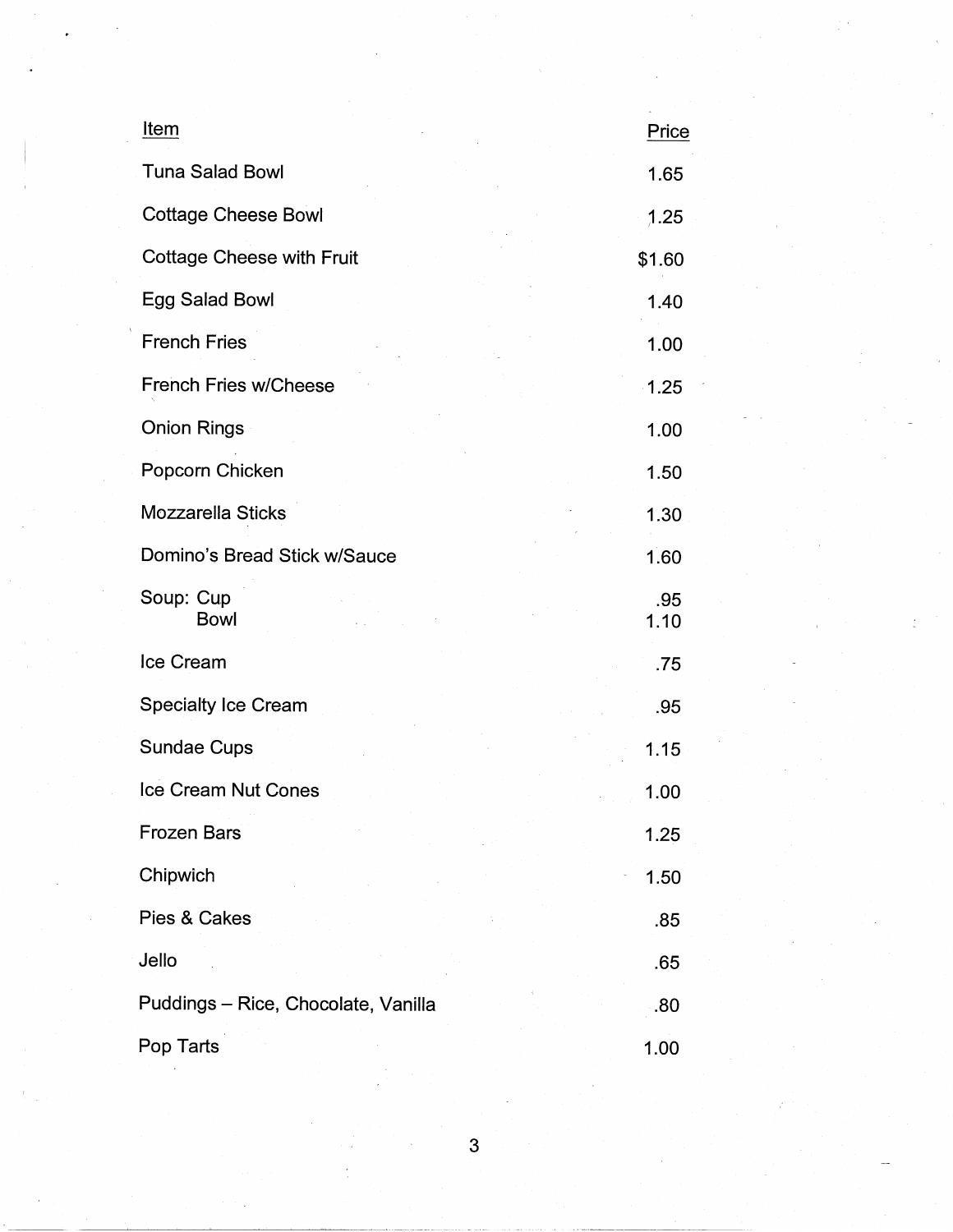| Item | Price |
| --- | --- |
| Tuna Salad Bowl | 1.65 |
| Cottage Cheese Bowl | 1.25 |
| Cottage Cheese with Fruit | $1.60 |
| Egg Salad Bowl | 1.40 |
| French Fries | 1.00 |
| French Fries w/Cheese | 1.25 |
| Onion Rings | 1.00 |
| Popcorn Chicken | 1.50 |
| Mozzarella Sticks | 1.30 |
| Domino's Bread Stick w/Sauce | 1.60 |
| Soup: Cup | .95 |
| Bowl | 1.10 |
| Ice Cream | .75 |
| Specialty Ice Cream | .95 |
| Sundae Cups | 1.15 |
| Ice Cream Nut Cones | 1.00 |
| Frozen Bars | 1.25 |
| Chipwich | 1.50 |
| Pies & Cakes | .85 |
| Jello | .65 |
| Puddings – Rice, Chocolate, Vanilla | .80 |
| Pop Tarts | 1.00 |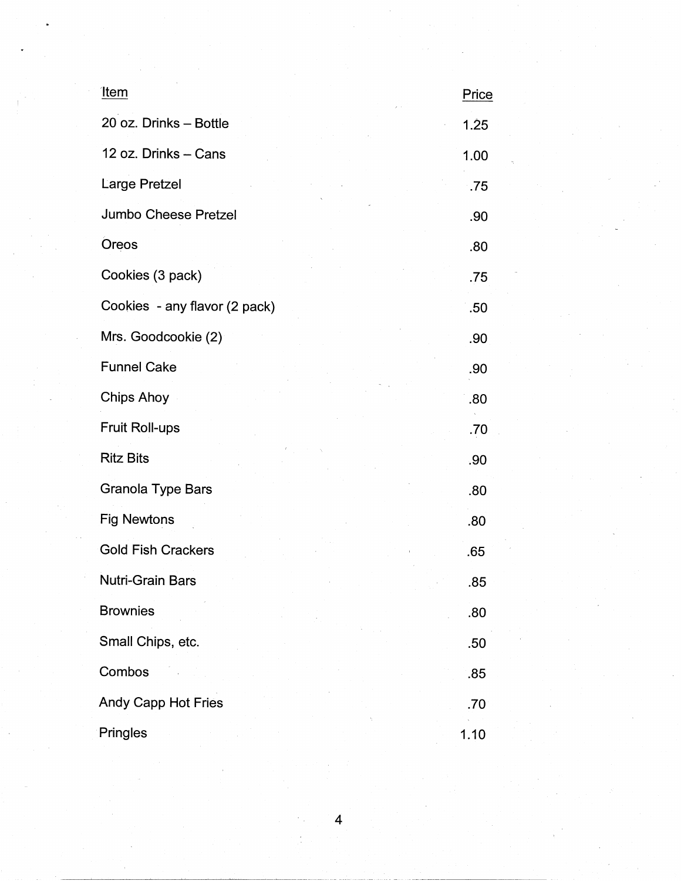| Item | Price |
|---|---|
| 20 oz. Drinks – Bottle | 1.25 |
| 12 oz. Drinks – Cans | 1.00 |
| Large Pretzel | .75 |
| Jumbo Cheese Pretzel | .90 |
| Oreos | .80 |
| Cookies (3 pack) | .75 |
| Cookies - any flavor (2 pack) | .50 |
| Mrs. Goodcookie (2) | .90 |
| Funnel Cake | .90 |
| Chips Ahoy | .80 |
| Fruit Roll-ups | .70 |
| Ritz Bits | .90 |
| Granola Type Bars | .80 |
| Fig Newtons | .80 |
| Gold Fish Crackers | .65 |
| Nutri-Grain Bars | .85 |
| Brownies | .80 |
| Small Chips, etc. | .50 |
| Combos | .85 |
| Andy Capp Hot Fries | .70 |
| Pringles | 1.10 |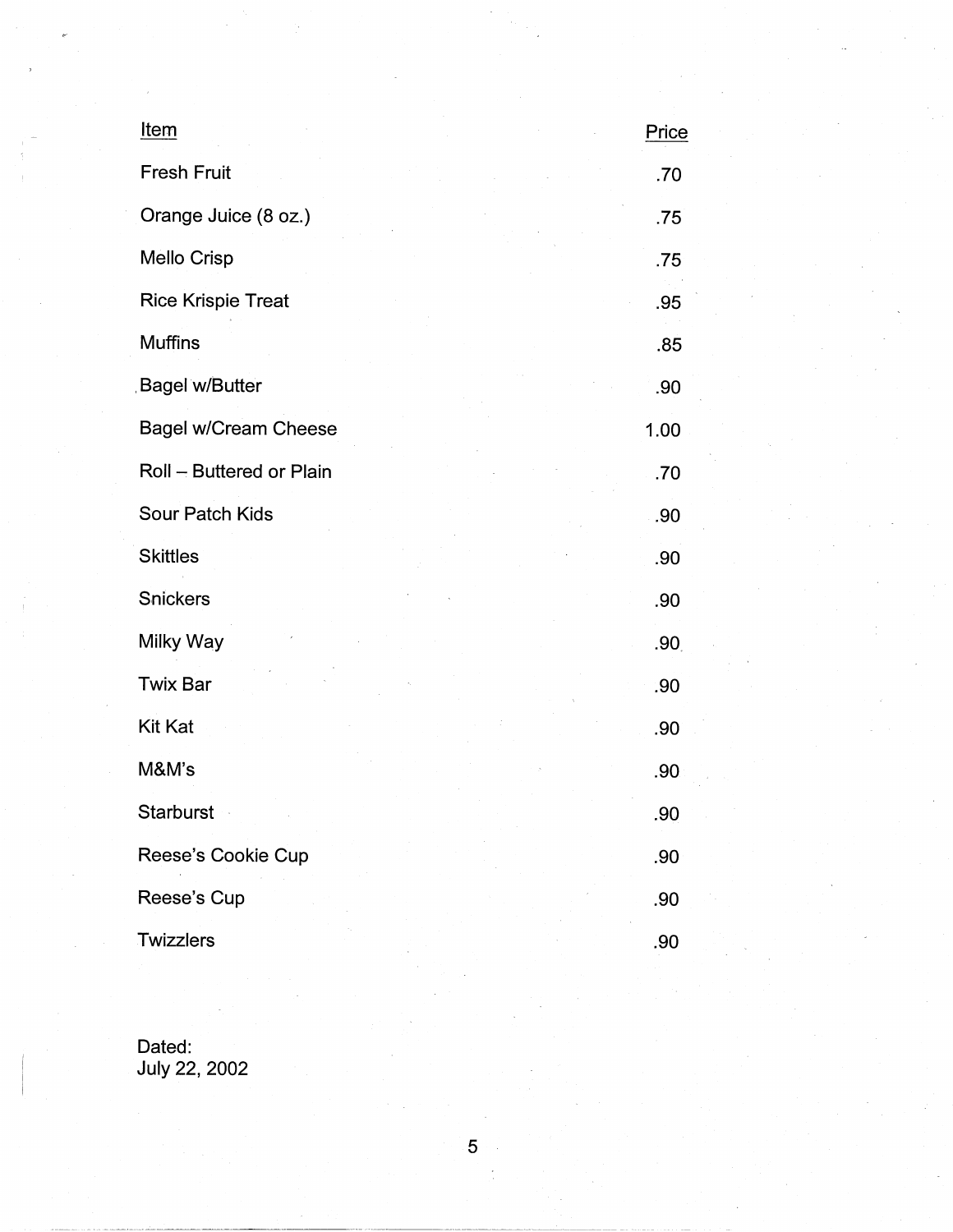| Item | Price |
|---|---|
| Fresh Fruit | .70 |
| Orange Juice (8 oz.) | .75 |
| Mello Crisp | .75 |
| Rice Krispie Treat | .95 |
| Muffins | .85 |
| Bagel w/Butter | .90 |
| Bagel w/Cream Cheese | 1.00 |
| Roll – Buttered or Plain | .70 |
| Sour Patch Kids | .90 |
| Skittles | .90 |
| Snickers | .90 |
| Milky Way | .90 |
| Twix Bar | .90 |
| Kit Kat | .90 |
| M&M's | .90 |
| Starburst | .90 |
| Reese's Cookie Cup | .90 |
| Reese's Cup | .90 |
| Twizzlers | .90 |

Dated:
July 22, 2002